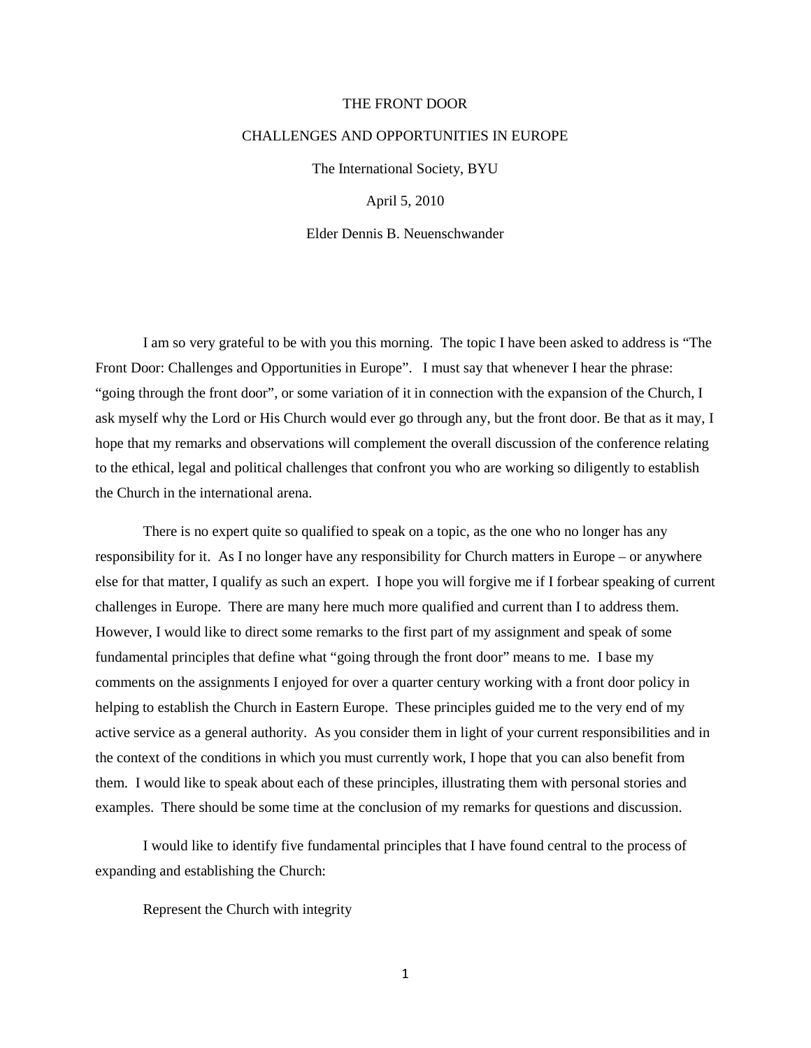# THE FRONT DOOR

## CHALLENGES AND OPPORTUNITIES IN EUROPE

The International Society, BYU

April 5, 2010

Elder Dennis B. Neuenschwander

I am so very grateful to be with you this morning. The topic I have been asked to address is "The Front Door: Challenges and Opportunities in Europe". I must say that whenever I hear the phrase: "going through the front door", or some variation of it in connection with the expansion of the Church, I ask myself why the Lord or His Church would ever go through any, but the front door. Be that as it may, I hope that my remarks and observations will complement the overall discussion of the conference relating to the ethical, legal and political challenges that confront you who are working so diligently to establish the Church in the international arena.

There is no expert quite so qualified to speak on a topic, as the one who no longer has any responsibility for it. As I no longer have any responsibility for Church matters in Europe – or anywhere else for that matter, I qualify as such an expert. I hope you will forgive me if I forbear speaking of current challenges in Europe. There are many here much more qualified and current than I to address them. However, I would like to direct some remarks to the first part of my assignment and speak of some fundamental principles that define what "going through the front door" means to me. I base my comments on the assignments I enjoyed for over a quarter century working with a front door policy in helping to establish the Church in Eastern Europe. These principles guided me to the very end of my active service as a general authority. As you consider them in light of your current responsibilities and in the context of the conditions in which you must currently work, I hope that you can also benefit from them. I would like to speak about each of these principles, illustrating them with personal stories and examples. There should be some time at the conclusion of my remarks for questions and discussion.

I would like to identify five fundamental principles that I have found central to the process of expanding and establishing the Church:

Represent the Church with integrity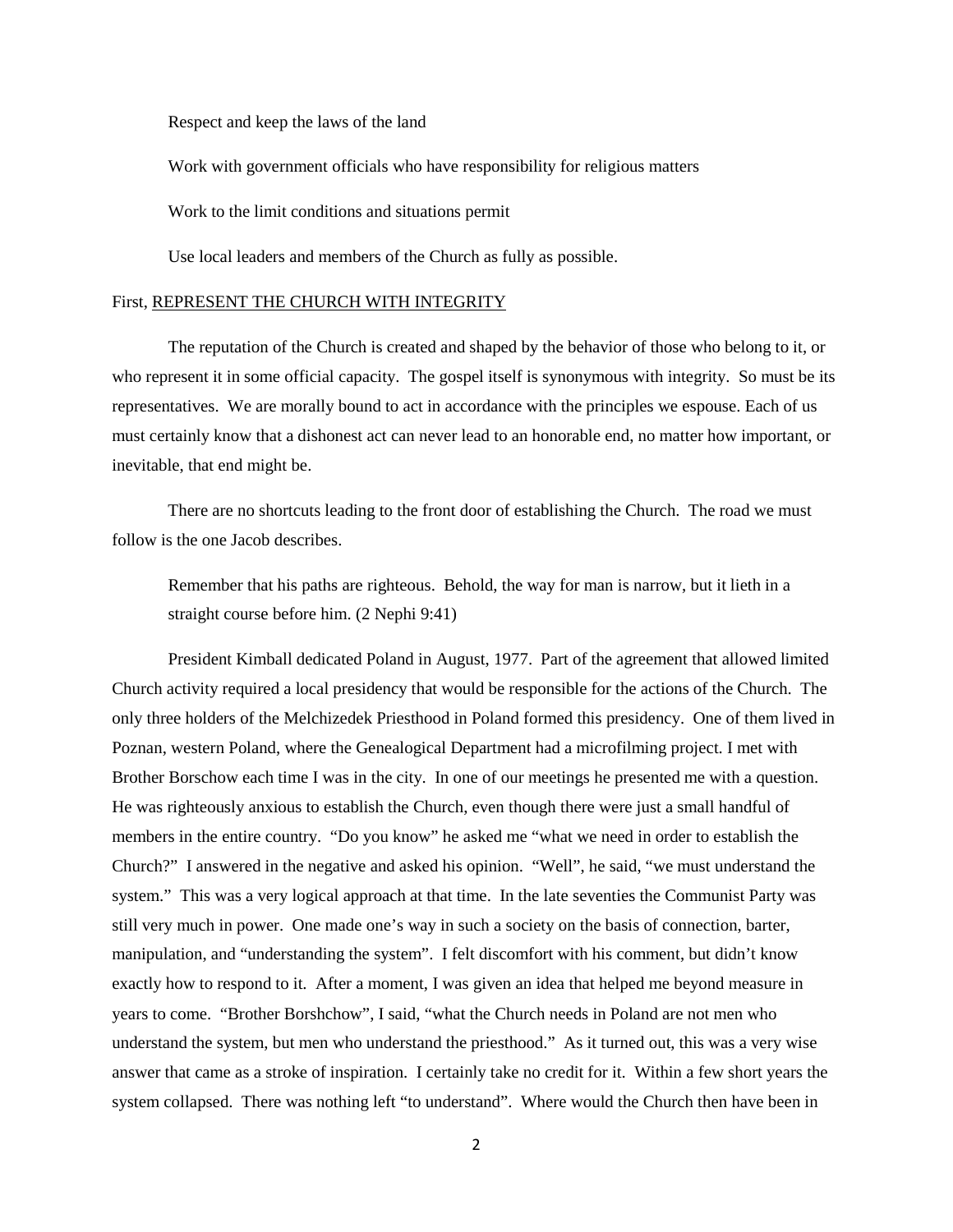Respect and keep the laws of the land

Work with government officials who have responsibility for religious matters

Work to the limit conditions and situations permit

Use local leaders and members of the Church as fully as possible.

First, <u>REPRESENT THE CHURCH WITH INTEGRITY</u>

The reputation of the Church is created and shaped by the behavior of those who belong to it, or who represent it in some official capacity. The gospel itself is synonymous with integrity. So must be its representatives. We are morally bound to act in accordance with the principles we espouse. Each of us must certainly know that a dishonest act can never lead to an honorable end, no matter how important, or inevitable, that end might be.

There are no shortcuts leading to the front door of establishing the Church. The road we must follow is the one Jacob describes.

> Remember that his paths are righteous. Behold, the way for man is narrow, but it lieth in a straight course before him. (2 Nephi 9:41)

President Kimball dedicated Poland in August, 1977. Part of the agreement that allowed limited Church activity required a local presidency that would be responsible for the actions of the Church. The only three holders of the Melchizedek Priesthood in Poland formed this presidency. One of them lived in Poznan, western Poland, where the Genealogical Department had a microfilming project. I met with Brother Borschow each time I was in the city. In one of our meetings he presented me with a question. He was righteously anxious to establish the Church, even though there were just a small handful of members in the entire country. "Do you know" he asked me "what we need in order to establish the Church?" I answered in the negative and asked his opinion. "Well", he said, "we must understand the system." This was a very logical approach at that time. In the late seventies the Communist Party was still very much in power. One made one's way in such a society on the basis of connection, barter, manipulation, and "understanding the system". I felt discomfort with his comment, but didn't know exactly how to respond to it. After a moment, I was given an idea that helped me beyond measure in years to come. "Brother Borshchow", I said, "what the Church needs in Poland are not men who understand the system, but men who understand the priesthood." As it turned out, this was a very wise answer that came as a stroke of inspiration. I certainly take no credit for it. Within a few short years the system collapsed. There was nothing left "to understand". Where would the Church then have been in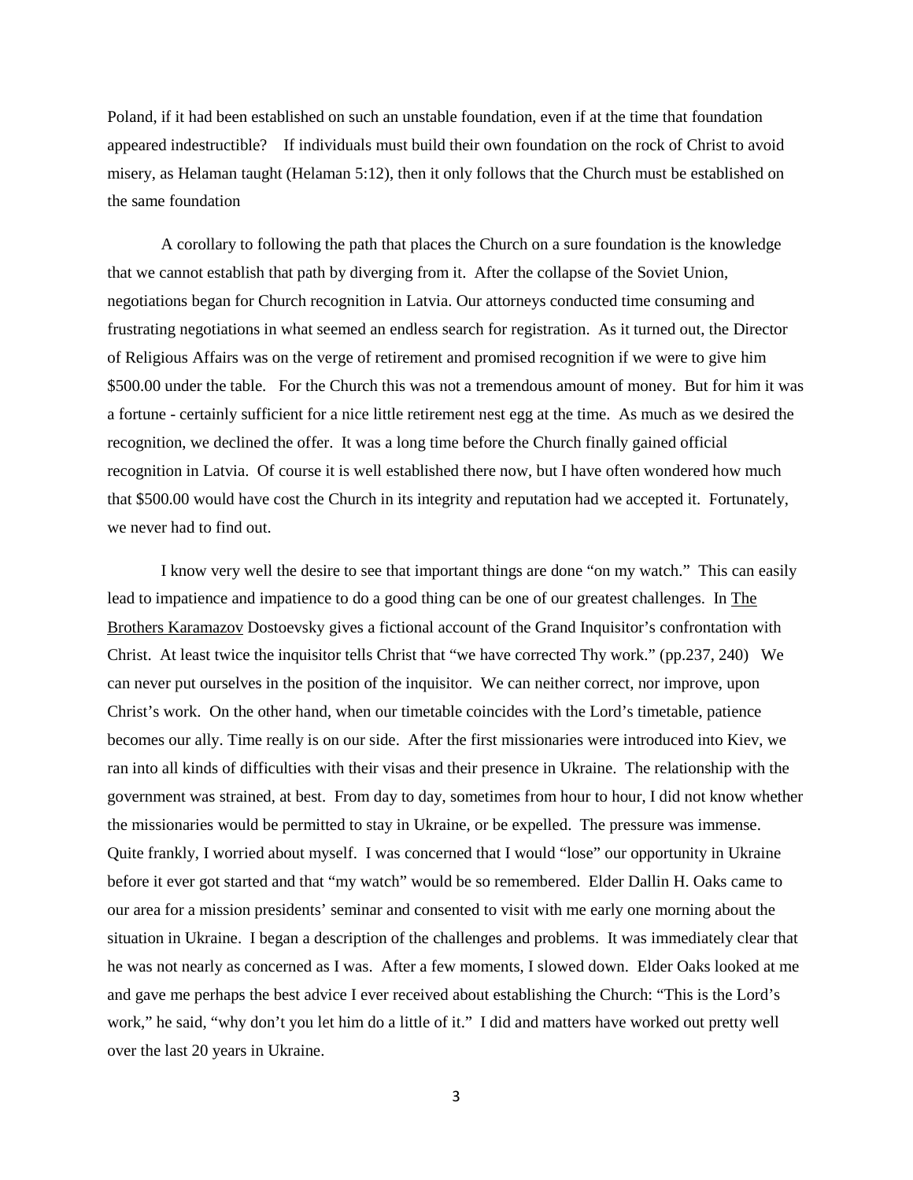Poland, if it had been established on such an unstable foundation, even if at the time that foundation appeared indestructible? If individuals must build their own foundation on the rock of Christ to avoid misery, as Helaman taught (Helaman 5:12), then it only follows that the Church must be established on the same foundation

A corollary to following the path that places the Church on a sure foundation is the knowledge that we cannot establish that path by diverging from it. After the collapse of the Soviet Union, negotiations began for Church recognition in Latvia. Our attorneys conducted time consuming and frustrating negotiations in what seemed an endless search for registration. As it turned out, the Director of Religious Affairs was on the verge of retirement and promised recognition if we were to give him \$500.00 under the table. For the Church this was not a tremendous amount of money. But for him it was a fortune - certainly sufficient for a nice little retirement nest egg at the time. As much as we desired the recognition, we declined the offer. It was a long time before the Church finally gained official recognition in Latvia. Of course it is well established there now, but I have often wondered how much that \$500.00 would have cost the Church in its integrity and reputation had we accepted it. Fortunately, we never had to find out.

I know very well the desire to see that important things are done "on my watch." This can easily lead to impatience and impatience to do a good thing can be one of our greatest challenges. In <u>The Brothers Karamazov</u> Dostoevsky gives a fictional account of the Grand Inquisitor's confrontation with Christ. At least twice the inquisitor tells Christ that "we have corrected Thy work." (pp.237, 240) We can never put ourselves in the position of the inquisitor. We can neither correct, nor improve, upon Christ's work. On the other hand, when our timetable coincides with the Lord's timetable, patience becomes our ally. Time really is on our side. After the first missionaries were introduced into Kiev, we ran into all kinds of difficulties with their visas and their presence in Ukraine. The relationship with the government was strained, at best. From day to day, sometimes from hour to hour, I did not know whether the missionaries would be permitted to stay in Ukraine, or be expelled. The pressure was immense. Quite frankly, I worried about myself. I was concerned that I would "lose" our opportunity in Ukraine before it ever got started and that "my watch" would be so remembered. Elder Dallin H. Oaks came to our area for a mission presidents' seminar and consented to visit with me early one morning about the situation in Ukraine. I began a description of the challenges and problems. It was immediately clear that he was not nearly as concerned as I was. After a few moments, I slowed down. Elder Oaks looked at me and gave me perhaps the best advice I ever received about establishing the Church: "This is the Lord's work," he said, "why don't you let him do a little of it." I did and matters have worked out pretty well over the last 20 years in Ukraine.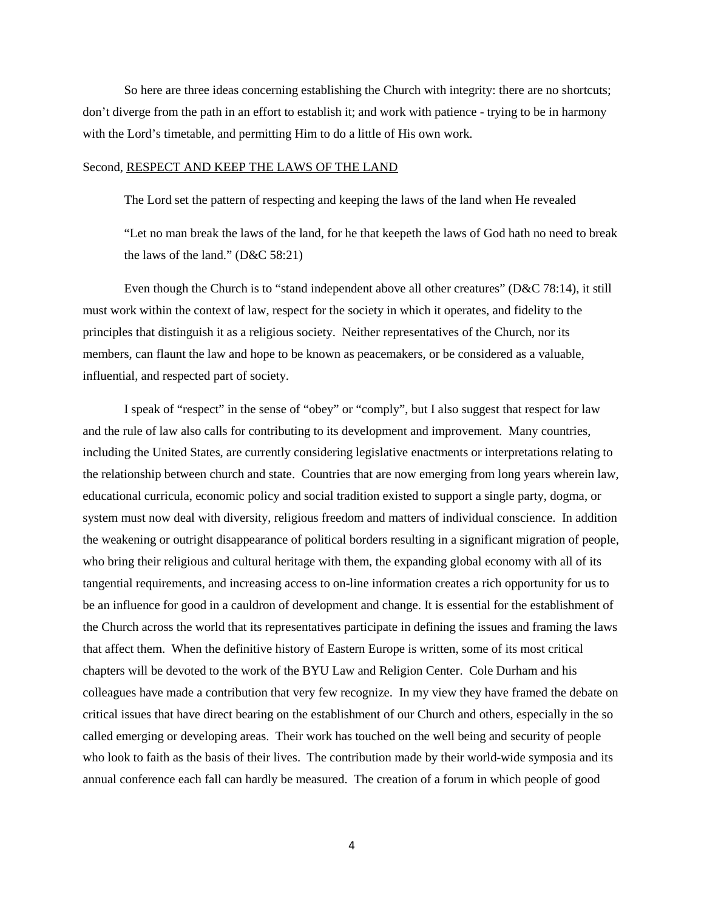So here are three ideas concerning establishing the Church with integrity: there are no shortcuts; don't diverge from the path in an effort to establish it; and work with patience - trying to be in harmony with the Lord's timetable, and permitting Him to do a little of His own work.

Second, <u>RESPECT AND KEEP THE LAWS OF THE LAND</u>

The Lord set the pattern of respecting and keeping the laws of the land when He revealed

> "Let no man break the laws of the land, for he that keepeth the laws of God hath no need to break the laws of the land." (D&C 58:21)

Even though the Church is to "stand independent above all other creatures" (D&C 78:14), it still must work within the context of law, respect for the society in which it operates, and fidelity to the principles that distinguish it as a religious society. Neither representatives of the Church, nor its members, can flaunt the law and hope to be known as peacemakers, or be considered as a valuable, influential, and respected part of society.

I speak of "respect" in the sense of "obey" or "comply", but I also suggest that respect for law and the rule of law also calls for contributing to its development and improvement. Many countries, including the United States, are currently considering legislative enactments or interpretations relating to the relationship between church and state. Countries that are now emerging from long years wherein law, educational curricula, economic policy and social tradition existed to support a single party, dogma, or system must now deal with diversity, religious freedom and matters of individual conscience. In addition the weakening or outright disappearance of political borders resulting in a significant migration of people, who bring their religious and cultural heritage with them, the expanding global economy with all of its tangential requirements, and increasing access to on-line information creates a rich opportunity for us to be an influence for good in a cauldron of development and change. It is essential for the establishment of the Church across the world that its representatives participate in defining the issues and framing the laws that affect them. When the definitive history of Eastern Europe is written, some of its most critical chapters will be devoted to the work of the BYU Law and Religion Center. Cole Durham and his colleagues have made a contribution that very few recognize. In my view they have framed the debate on critical issues that have direct bearing on the establishment of our Church and others, especially in the so called emerging or developing areas. Their work has touched on the well being and security of people who look to faith as the basis of their lives. The contribution made by their world-wide symposia and its annual conference each fall can hardly be measured. The creation of a forum in which people of good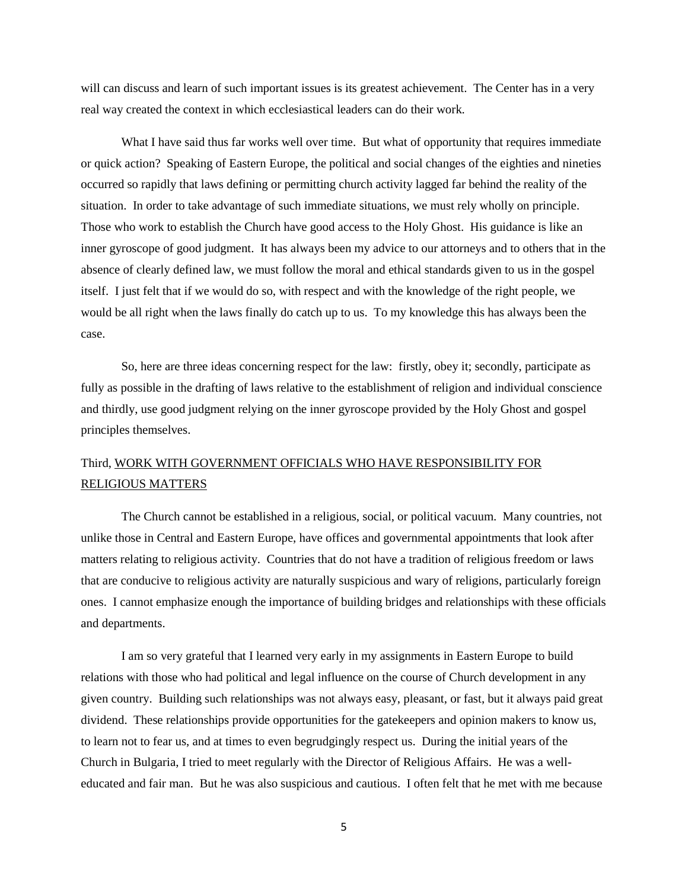will can discuss and learn of such important issues is its greatest achievement. The Center has in a very real way created the context in which ecclesiastical leaders can do their work.

What I have said thus far works well over time. But what of opportunity that requires immediate or quick action? Speaking of Eastern Europe, the political and social changes of the eighties and nineties occurred so rapidly that laws defining or permitting church activity lagged far behind the reality of the situation. In order to take advantage of such immediate situations, we must rely wholly on principle. Those who work to establish the Church have good access to the Holy Ghost. His guidance is like an inner gyroscope of good judgment. It has always been my advice to our attorneys and to others that in the absence of clearly defined law, we must follow the moral and ethical standards given to us in the gospel itself. I just felt that if we would do so, with respect and with the knowledge of the right people, we would be all right when the laws finally do catch up to us. To my knowledge this has always been the case.

So, here are three ideas concerning respect for the law: firstly, obey it; secondly, participate as fully as possible in the drafting of laws relative to the establishment of religion and individual conscience and thirdly, use good judgment relying on the inner gyroscope provided by the Holy Ghost and gospel principles themselves.

Third, <u>WORK WITH GOVERNMENT OFFICIALS WHO HAVE RESPONSIBILITY FOR RELIGIOUS MATTERS</u>

The Church cannot be established in a religious, social, or political vacuum. Many countries, not unlike those in Central and Eastern Europe, have offices and governmental appointments that look after matters relating to religious activity. Countries that do not have a tradition of religious freedom or laws that are conducive to religious activity are naturally suspicious and wary of religions, particularly foreign ones. I cannot emphasize enough the importance of building bridges and relationships with these officials and departments.

I am so very grateful that I learned very early in my assignments in Eastern Europe to build relations with those who had political and legal influence on the course of Church development in any given country. Building such relationships was not always easy, pleasant, or fast, but it always paid great dividend. These relationships provide opportunities for the gatekeepers and opinion makers to know us, to learn not to fear us, and at times to even begrudgingly respect us. During the initial years of the Church in Bulgaria, I tried to meet regularly with the Director of Religious Affairs. He was a well-educated and fair man. But he was also suspicious and cautious. I often felt that he met with me because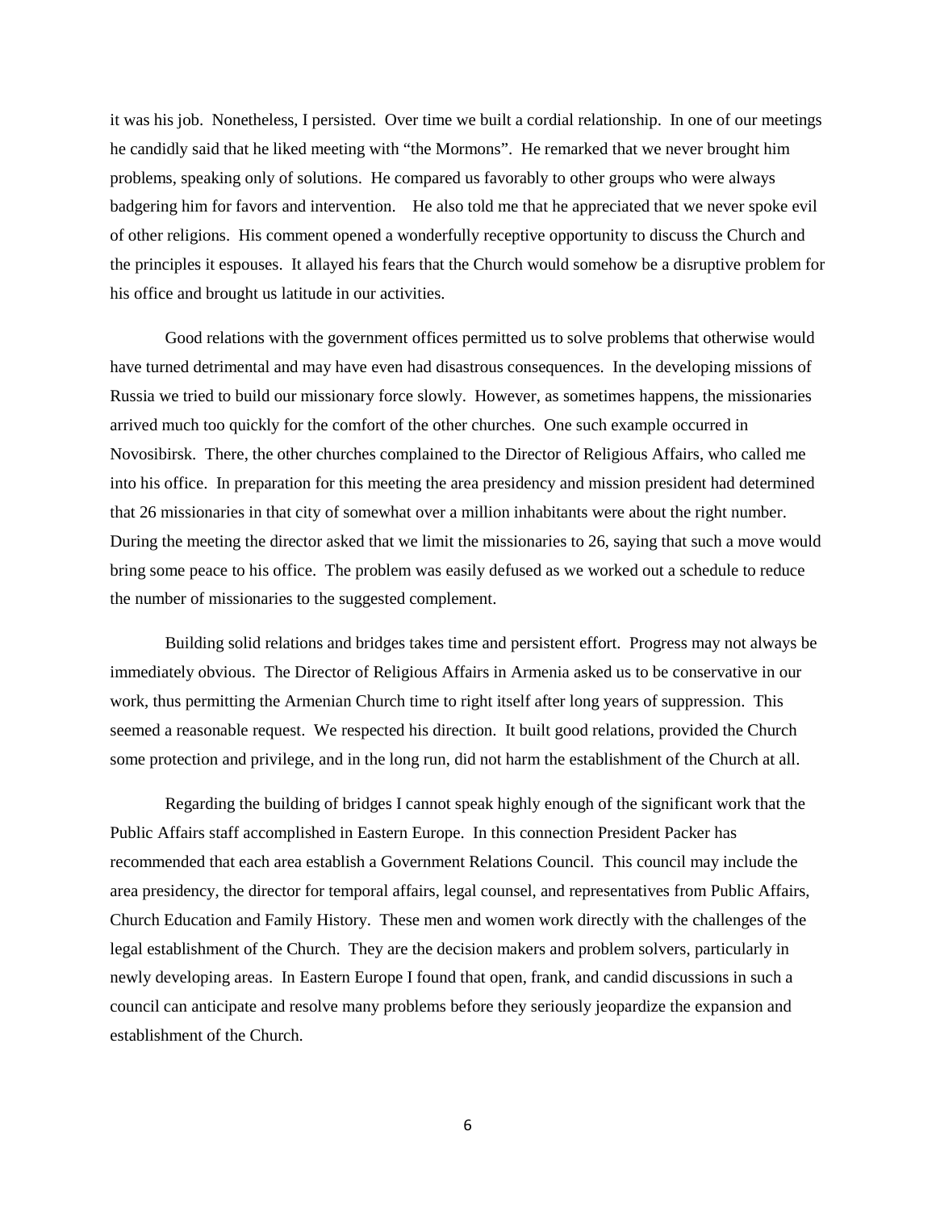it was his job. Nonetheless, I persisted. Over time we built a cordial relationship. In one of our meetings he candidly said that he liked meeting with "the Mormons". He remarked that we never brought him problems, speaking only of solutions. He compared us favorably to other groups who were always badgering him for favors and intervention. He also told me that he appreciated that we never spoke evil of other religions. His comment opened a wonderfully receptive opportunity to discuss the Church and the principles it espouses. It allayed his fears that the Church would somehow be a disruptive problem for his office and brought us latitude in our activities.

Good relations with the government offices permitted us to solve problems that otherwise would have turned detrimental and may have even had disastrous consequences. In the developing missions of Russia we tried to build our missionary force slowly. However, as sometimes happens, the missionaries arrived much too quickly for the comfort of the other churches. One such example occurred in Novosibirsk. There, the other churches complained to the Director of Religious Affairs, who called me into his office. In preparation for this meeting the area presidency and mission president had determined that 26 missionaries in that city of somewhat over a million inhabitants were about the right number. During the meeting the director asked that we limit the missionaries to 26, saying that such a move would bring some peace to his office. The problem was easily defused as we worked out a schedule to reduce the number of missionaries to the suggested complement.

Building solid relations and bridges takes time and persistent effort. Progress may not always be immediately obvious. The Director of Religious Affairs in Armenia asked us to be conservative in our work, thus permitting the Armenian Church time to right itself after long years of suppression. This seemed a reasonable request. We respected his direction. It built good relations, provided the Church some protection and privilege, and in the long run, did not harm the establishment of the Church at all.

Regarding the building of bridges I cannot speak highly enough of the significant work that the Public Affairs staff accomplished in Eastern Europe. In this connection President Packer has recommended that each area establish a Government Relations Council. This council may include the area presidency, the director for temporal affairs, legal counsel, and representatives from Public Affairs, Church Education and Family History. These men and women work directly with the challenges of the legal establishment of the Church. They are the decision makers and problem solvers, particularly in newly developing areas. In Eastern Europe I found that open, frank, and candid discussions in such a council can anticipate and resolve many problems before they seriously jeopardize the expansion and establishment of the Church.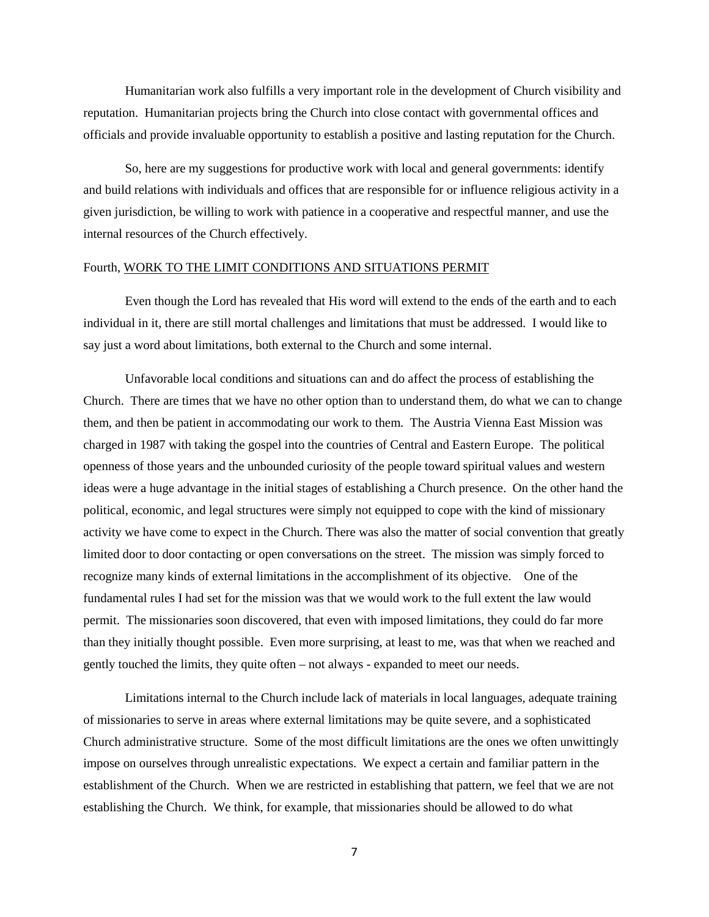Humanitarian work also fulfills a very important role in the development of Church visibility and reputation. Humanitarian projects bring the Church into close contact with governmental offices and officials and provide invaluable opportunity to establish a positive and lasting reputation for the Church.

So, here are my suggestions for productive work with local and general governments: identify and build relations with individuals and offices that are responsible for or influence religious activity in a given jurisdiction, be willing to work with patience in a cooperative and respectful manner, and use the internal resources of the Church effectively.

Fourth, <u>WORK TO THE LIMIT CONDITIONS AND SITUATIONS PERMIT</u>

Even though the Lord has revealed that His word will extend to the ends of the earth and to each individual in it, there are still mortal challenges and limitations that must be addressed. I would like to say just a word about limitations, both external to the Church and some internal.

Unfavorable local conditions and situations can and do affect the process of establishing the Church. There are times that we have no other option than to understand them, do what we can to change them, and then be patient in accommodating our work to them. The Austria Vienna East Mission was charged in 1987 with taking the gospel into the countries of Central and Eastern Europe. The political openness of those years and the unbounded curiosity of the people toward spiritual values and western ideas were a huge advantage in the initial stages of establishing a Church presence. On the other hand the political, economic, and legal structures were simply not equipped to cope with the kind of missionary activity we have come to expect in the Church. There was also the matter of social convention that greatly limited door to door contacting or open conversations on the street. The mission was simply forced to recognize many kinds of external limitations in the accomplishment of its objective. One of the fundamental rules I had set for the mission was that we would work to the full extent the law would permit. The missionaries soon discovered, that even with imposed limitations, they could do far more than they initially thought possible. Even more surprising, at least to me, was that when we reached and gently touched the limits, they quite often – not always - expanded to meet our needs.

Limitations internal to the Church include lack of materials in local languages, adequate training of missionaries to serve in areas where external limitations may be quite severe, and a sophisticated Church administrative structure. Some of the most difficult limitations are the ones we often unwittingly impose on ourselves through unrealistic expectations. We expect a certain and familiar pattern in the establishment of the Church. When we are restricted in establishing that pattern, we feel that we are not establishing the Church. We think, for example, that missionaries should be allowed to do what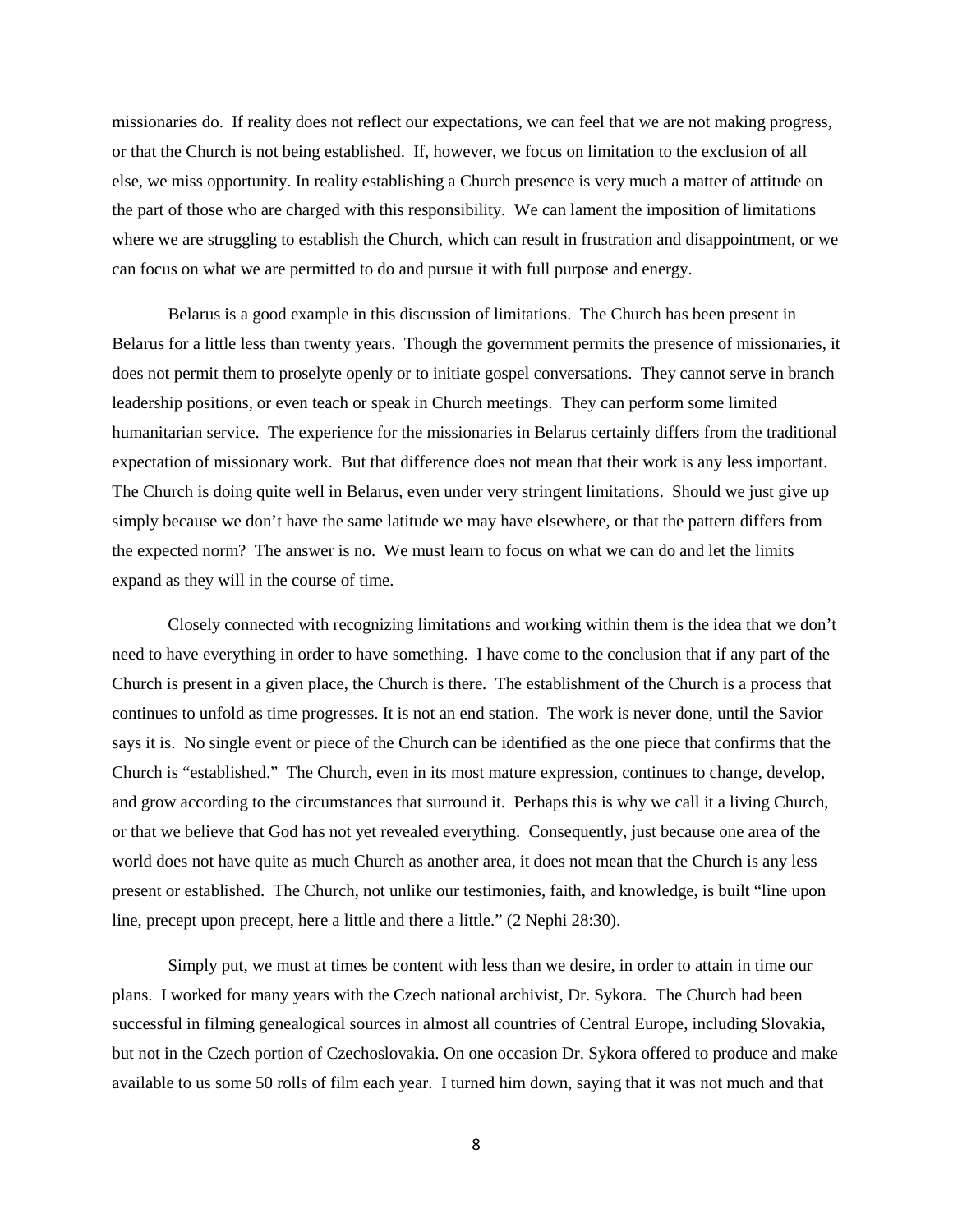missionaries do. If reality does not reflect our expectations, we can feel that we are not making progress, or that the Church is not being established. If, however, we focus on limitation to the exclusion of all else, we miss opportunity. In reality establishing a Church presence is very much a matter of attitude on the part of those who are charged with this responsibility. We can lament the imposition of limitations where we are struggling to establish the Church, which can result in frustration and disappointment, or we can focus on what we are permitted to do and pursue it with full purpose and energy.

Belarus is a good example in this discussion of limitations. The Church has been present in Belarus for a little less than twenty years. Though the government permits the presence of missionaries, it does not permit them to proselyte openly or to initiate gospel conversations. They cannot serve in branch leadership positions, or even teach or speak in Church meetings. They can perform some limited humanitarian service. The experience for the missionaries in Belarus certainly differs from the traditional expectation of missionary work. But that difference does not mean that their work is any less important. The Church is doing quite well in Belarus, even under very stringent limitations. Should we just give up simply because we don't have the same latitude we may have elsewhere, or that the pattern differs from the expected norm? The answer is no. We must learn to focus on what we can do and let the limits expand as they will in the course of time.

Closely connected with recognizing limitations and working within them is the idea that we don't need to have everything in order to have something. I have come to the conclusion that if any part of the Church is present in a given place, the Church is there. The establishment of the Church is a process that continues to unfold as time progresses. It is not an end station. The work is never done, until the Savior says it is. No single event or piece of the Church can be identified as the one piece that confirms that the Church is "established." The Church, even in its most mature expression, continues to change, develop, and grow according to the circumstances that surround it. Perhaps this is why we call it a living Church, or that we believe that God has not yet revealed everything. Consequently, just because one area of the world does not have quite as much Church as another area, it does not mean that the Church is any less present or established. The Church, not unlike our testimonies, faith, and knowledge, is built "line upon line, precept upon precept, here a little and there a little." (2 Nephi 28:30).

Simply put, we must at times be content with less than we desire, in order to attain in time our plans. I worked for many years with the Czech national archivist, Dr. Sykora. The Church had been successful in filming genealogical sources in almost all countries of Central Europe, including Slovakia, but not in the Czech portion of Czechoslovakia. On one occasion Dr. Sykora offered to produce and make available to us some 50 rolls of film each year. I turned him down, saying that it was not much and that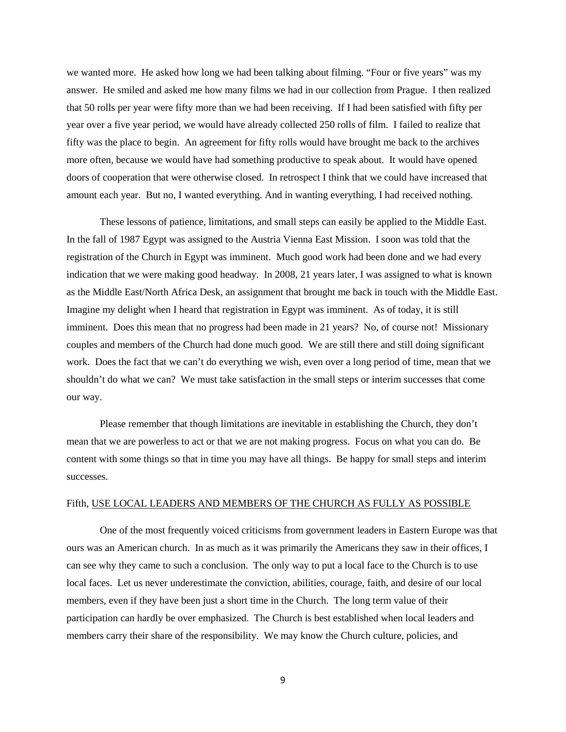we wanted more. He asked how long we had been talking about filming. "Four or five years" was my answer. He smiled and asked me how many films we had in our collection from Prague. I then realized that 50 rolls per year were fifty more than we had been receiving. If I had been satisfied with fifty per year over a five year period, we would have already collected 250 rolls of film. I failed to realize that fifty was the place to begin. An agreement for fifty rolls would have brought me back to the archives more often, because we would have had something productive to speak about. It would have opened doors of cooperation that were otherwise closed. In retrospect I think that we could have increased that amount each year. But no, I wanted everything. And in wanting everything, I had received nothing.

These lessons of patience, limitations, and small steps can easily be applied to the Middle East. In the fall of 1987 Egypt was assigned to the Austria Vienna East Mission. I soon was told that the registration of the Church in Egypt was imminent. Much good work had been done and we had every indication that we were making good headway. In 2008, 21 years later, I was assigned to what is known as the Middle East/North Africa Desk, an assignment that brought me back in touch with the Middle East. Imagine my delight when I heard that registration in Egypt was imminent. As of today, it is still imminent. Does this mean that no progress had been made in 21 years? No, of course not! Missionary couples and members of the Church had done much good. We are still there and still doing significant work. Does the fact that we can't do everything we wish, even over a long period of time, mean that we shouldn't do what we can? We must take satisfaction in the small steps or interim successes that come our way.

Please remember that though limitations are inevitable in establishing the Church, they don't mean that we are powerless to act or that we are not making progress. Focus on what you can do. Be content with some things so that in time you may have all things. Be happy for small steps and interim successes.

Fifth, <u>USE LOCAL LEADERS AND MEMBERS OF THE CHURCH AS FULLY AS POSSIBLE</u>

One of the most frequently voiced criticisms from government leaders in Eastern Europe was that ours was an American church. In as much as it was primarily the Americans they saw in their offices, I can see why they came to such a conclusion. The only way to put a local face to the Church is to use local faces. Let us never underestimate the conviction, abilities, courage, faith, and desire of our local members, even if they have been just a short time in the Church. The long term value of their participation can hardly be over emphasized. The Church is best established when local leaders and members carry their share of the responsibility. We may know the Church culture, policies, and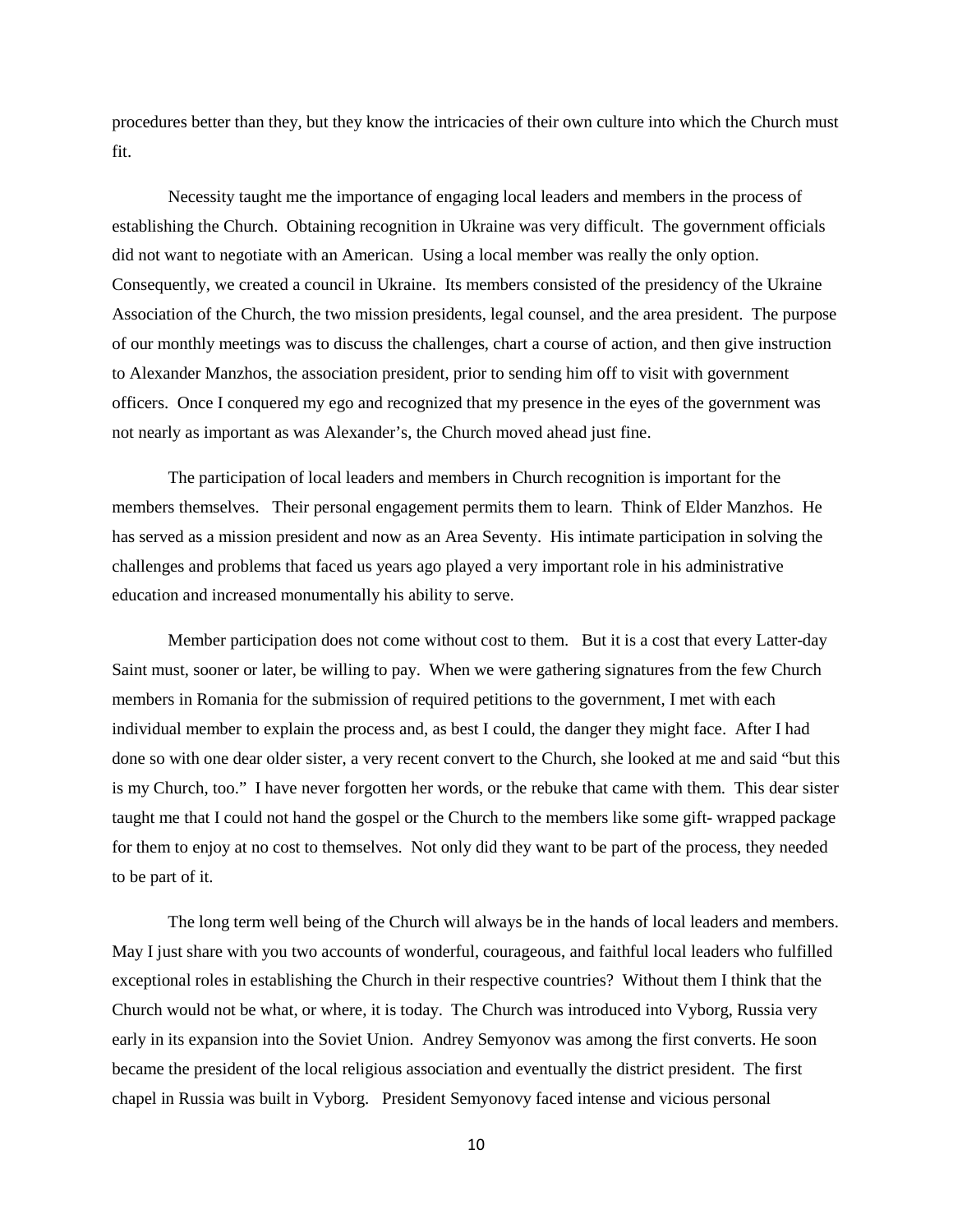procedures better than they, but they know the intricacies of their own culture into which the Church must fit.

Necessity taught me the importance of engaging local leaders and members in the process of establishing the Church. Obtaining recognition in Ukraine was very difficult. The government officials did not want to negotiate with an American. Using a local member was really the only option. Consequently, we created a council in Ukraine. Its members consisted of the presidency of the Ukraine Association of the Church, the two mission presidents, legal counsel, and the area president. The purpose of our monthly meetings was to discuss the challenges, chart a course of action, and then give instruction to Alexander Manzhos, the association president, prior to sending him off to visit with government officers. Once I conquered my ego and recognized that my presence in the eyes of the government was not nearly as important as was Alexander's, the Church moved ahead just fine.

The participation of local leaders and members in Church recognition is important for the members themselves. Their personal engagement permits them to learn. Think of Elder Manzhos. He has served as a mission president and now as an Area Seventy. His intimate participation in solving the challenges and problems that faced us years ago played a very important role in his administrative education and increased monumentally his ability to serve.

Member participation does not come without cost to them. But it is a cost that every Latter-day Saint must, sooner or later, be willing to pay. When we were gathering signatures from the few Church members in Romania for the submission of required petitions to the government, I met with each individual member to explain the process and, as best I could, the danger they might face. After I had done so with one dear older sister, a very recent convert to the Church, she looked at me and said "but this is my Church, too." I have never forgotten her words, or the rebuke that came with them. This dear sister taught me that I could not hand the gospel or the Church to the members like some gift- wrapped package for them to enjoy at no cost to themselves. Not only did they want to be part of the process, they needed to be part of it.

The long term well being of the Church will always be in the hands of local leaders and members. May I just share with you two accounts of wonderful, courageous, and faithful local leaders who fulfilled exceptional roles in establishing the Church in their respective countries? Without them I think that the Church would not be what, or where, it is today. The Church was introduced into Vyborg, Russia very early in its expansion into the Soviet Union. Andrey Semyonov was among the first converts. He soon became the president of the local religious association and eventually the district president. The first chapel in Russia was built in Vyborg. President Semyonovy faced intense and vicious personal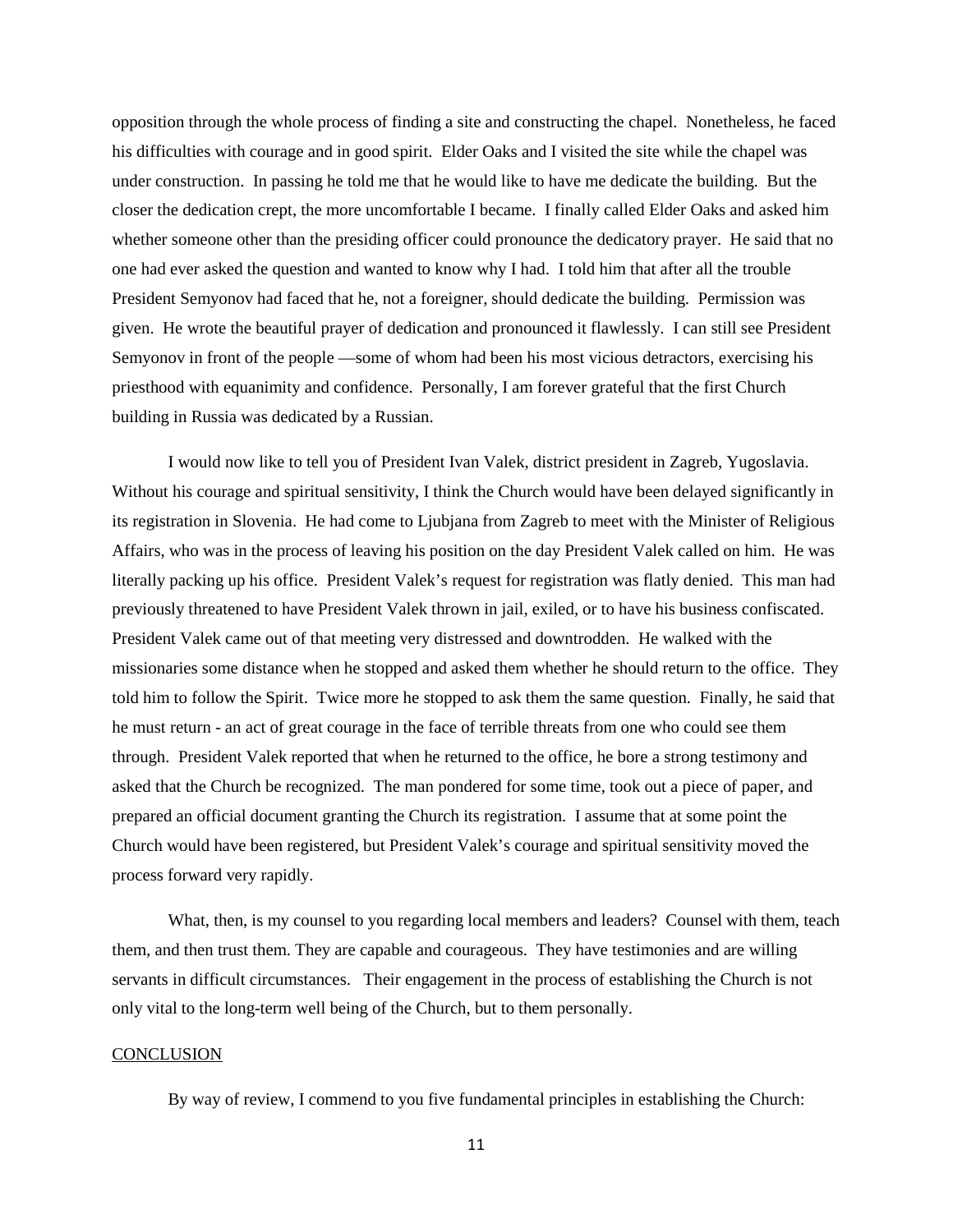opposition through the whole process of finding a site and constructing the chapel. Nonetheless, he faced his difficulties with courage and in good spirit. Elder Oaks and I visited the site while the chapel was under construction. In passing he told me that he would like to have me dedicate the building. But the closer the dedication crept, the more uncomfortable I became. I finally called Elder Oaks and asked him whether someone other than the presiding officer could pronounce the dedicatory prayer. He said that no one had ever asked the question and wanted to know why I had. I told him that after all the trouble President Semyonov had faced that he, not a foreigner, should dedicate the building. Permission was given. He wrote the beautiful prayer of dedication and pronounced it flawlessly. I can still see President Semyonov in front of the people —some of whom had been his most vicious detractors, exercising his priesthood with equanimity and confidence. Personally, I am forever grateful that the first Church building in Russia was dedicated by a Russian.

I would now like to tell you of President Ivan Valek, district president in Zagreb, Yugoslavia. Without his courage and spiritual sensitivity, I think the Church would have been delayed significantly in its registration in Slovenia. He had come to Ljubjana from Zagreb to meet with the Minister of Religious Affairs, who was in the process of leaving his position on the day President Valek called on him. He was literally packing up his office. President Valek's request for registration was flatly denied. This man had previously threatened to have President Valek thrown in jail, exiled, or to have his business confiscated. President Valek came out of that meeting very distressed and downtrodden. He walked with the missionaries some distance when he stopped and asked them whether he should return to the office. They told him to follow the Spirit. Twice more he stopped to ask them the same question. Finally, he said that he must return - an act of great courage in the face of terrible threats from one who could see them through. President Valek reported that when he returned to the office, he bore a strong testimony and asked that the Church be recognized. The man pondered for some time, took out a piece of paper, and prepared an official document granting the Church its registration. I assume that at some point the Church would have been registered, but President Valek's courage and spiritual sensitivity moved the process forward very rapidly.

What, then, is my counsel to you regarding local members and leaders? Counsel with them, teach them, and then trust them. They are capable and courageous. They have testimonies and are willing servants in difficult circumstances. Their engagement in the process of establishing the Church is not only vital to the long-term well being of the Church, but to them personally.

## CONCLUSION

By way of review, I commend to you five fundamental principles in establishing the Church: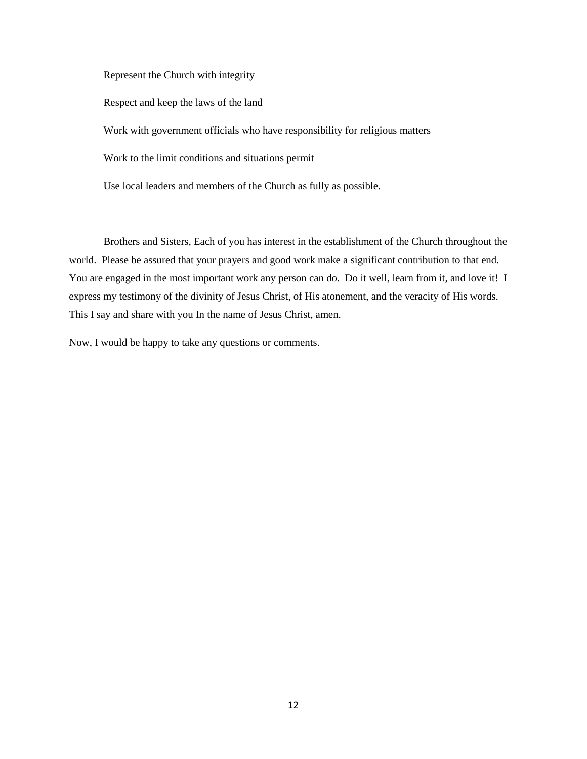Represent the Church with integrity

Respect and keep the laws of the land

Work with government officials who have responsibility for religious matters

Work to the limit conditions and situations permit

Use local leaders and members of the Church as fully as possible.

Brothers and Sisters, Each of you has interest in the establishment of the Church throughout the world. Please be assured that your prayers and good work make a significant contribution to that end. You are engaged in the most important work any person can do. Do it well, learn from it, and love it! I express my testimony of the divinity of Jesus Christ, of His atonement, and the veracity of His words. This I say and share with you In the name of Jesus Christ, amen.

Now, I would be happy to take any questions or comments.